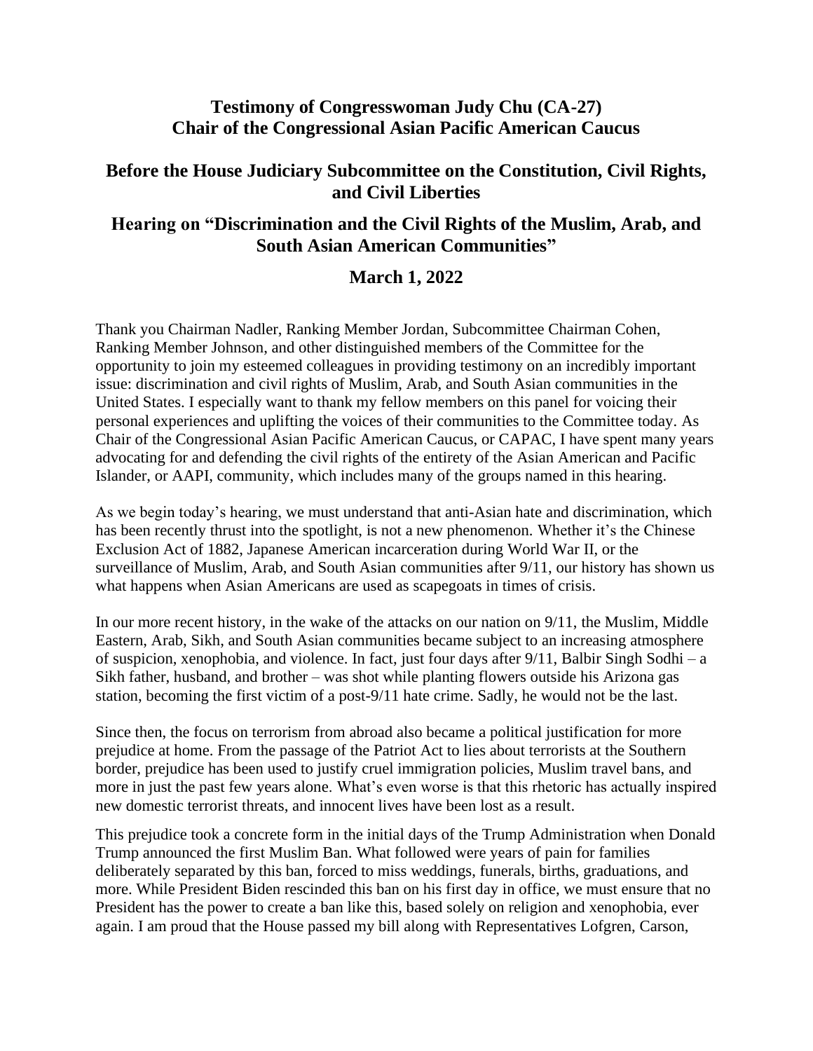# Testimony of Congresswoman Judy Chu (CA-27)
# Chair of the Congressional Asian Pacific American Caucus

## Before the House Judiciary Subcommittee on the Constitution, Civil Rights, and Civil Liberties

## Hearing on "Discrimination and the Civil Rights of the Muslim, Arab, and South Asian American Communities"

## March 1, 2022

Thank you Chairman Nadler, Ranking Member Jordan, Subcommittee Chairman Cohen, Ranking Member Johnson, and other distinguished members of the Committee for the opportunity to join my esteemed colleagues in providing testimony on an incredibly important issue: discrimination and civil rights of Muslim, Arab, and South Asian communities in the United States. I especially want to thank my fellow members on this panel for voicing their personal experiences and uplifting the voices of their communities to the Committee today. As Chair of the Congressional Asian Pacific American Caucus, or CAPAC, I have spent many years advocating for and defending the civil rights of the entirety of the Asian American and Pacific Islander, or AAPI, community, which includes many of the groups named in this hearing.

As we begin today's hearing, we must understand that anti-Asian hate and discrimination, which has been recently thrust into the spotlight, is not a new phenomenon. Whether it's the Chinese Exclusion Act of 1882, Japanese American incarceration during World War II, or the surveillance of Muslim, Arab, and South Asian communities after 9/11, our history has shown us what happens when Asian Americans are used as scapegoats in times of crisis.

In our more recent history, in the wake of the attacks on our nation on 9/11, the Muslim, Middle Eastern, Arab, Sikh, and South Asian communities became subject to an increasing atmosphere of suspicion, xenophobia, and violence. In fact, just four days after 9/11, Balbir Singh Sodhi – a Sikh father, husband, and brother – was shot while planting flowers outside his Arizona gas station, becoming the first victim of a post-9/11 hate crime. Sadly, he would not be the last.

Since then, the focus on terrorism from abroad also became a political justification for more prejudice at home. From the passage of the Patriot Act to lies about terrorists at the Southern border, prejudice has been used to justify cruel immigration policies, Muslim travel bans, and more in just the past few years alone. What's even worse is that this rhetoric has actually inspired new domestic terrorist threats, and innocent lives have been lost as a result.

This prejudice took a concrete form in the initial days of the Trump Administration when Donald Trump announced the first Muslim Ban. What followed were years of pain for families deliberately separated by this ban, forced to miss weddings, funerals, births, graduations, and more. While President Biden rescinded this ban on his first day in office, we must ensure that no President has the power to create a ban like this, based solely on religion and xenophobia, ever again. I am proud that the House passed my bill along with Representatives Lofgren, Carson,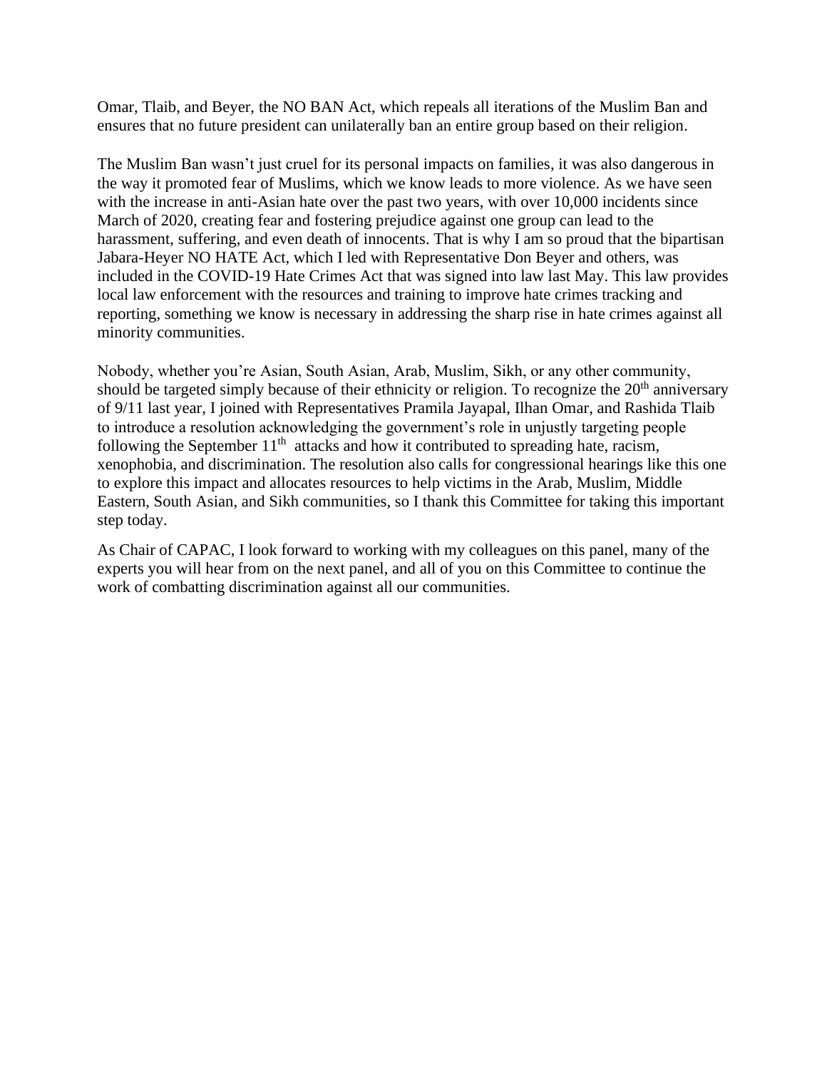Omar, Tlaib, and Beyer, the NO BAN Act, which repeals all iterations of the Muslim Ban and ensures that no future president can unilaterally ban an entire group based on their religion.

The Muslim Ban wasn't just cruel for its personal impacts on families, it was also dangerous in the way it promoted fear of Muslims, which we know leads to more violence. As we have seen with the increase in anti-Asian hate over the past two years, with over 10,000 incidents since March of 2020, creating fear and fostering prejudice against one group can lead to the harassment, suffering, and even death of innocents. That is why I am so proud that the bipartisan Jabara-Heyer NO HATE Act, which I led with Representative Don Beyer and others, was included in the COVID-19 Hate Crimes Act that was signed into law last May. This law provides local law enforcement with the resources and training to improve hate crimes tracking and reporting, something we know is necessary in addressing the sharp rise in hate crimes against all minority communities.

Nobody, whether you're Asian, South Asian, Arab, Muslim, Sikh, or any other community, should be targeted simply because of their ethnicity or religion. To recognize the 20th anniversary of 9/11 last year, I joined with Representatives Pramila Jayapal, Ilhan Omar, and Rashida Tlaib to introduce a resolution acknowledging the government's role in unjustly targeting people following the September 11th attacks and how it contributed to spreading hate, racism, xenophobia, and discrimination. The resolution also calls for congressional hearings like this one to explore this impact and allocates resources to help victims in the Arab, Muslim, Middle Eastern, South Asian, and Sikh communities, so I thank this Committee for taking this important step today.

As Chair of CAPAC, I look forward to working with my colleagues on this panel, many of the experts you will hear from on the next panel, and all of you on this Committee to continue the work of combatting discrimination against all our communities.